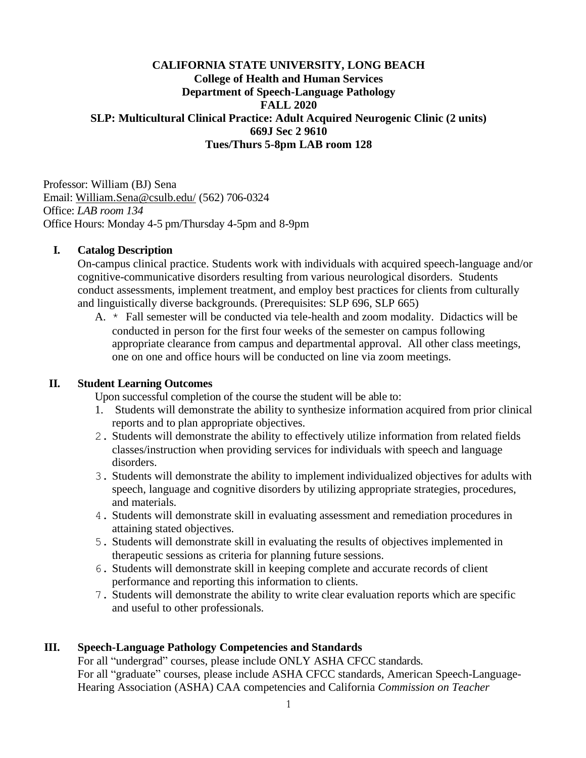**CALIFORNIA STATE UNIVERSITY, LONG BEACH**
**College of Health and Human Services**
**Department of Speech-Language Pathology**
**FALL 2020**
**SLP: Multicultural Clinical Practice: Adult Acquired Neurogenic Clinic (2 units)**
**669J Sec 2 9610**
**Tues/Thurs 5-8pm LAB room 128**

Professor: William (BJ) Sena
Email: William.Sena@csulb.edu/ (562) 706-0324
Office: *LAB room 134*
Office Hours: Monday 4-5 pm/Thursday 4-5pm and 8-9pm

## I. Catalog Description

On-campus clinical practice. Students work with individuals with acquired speech-language and/or cognitive-communicative disorders resulting from various neurological disorders. Students conduct assessments, implement treatment, and employ best practices for clients from culturally and linguistically diverse backgrounds. (Prerequisites: SLP 696, SLP 665)

A. * Fall semester will be conducted via tele-health and zoom modality. Didactics will be conducted in person for the first four weeks of the semester on campus following appropriate clearance from campus and departmental approval. All other class meetings, one on one and office hours will be conducted on line via zoom meetings.

## II. Student Learning Outcomes

Upon successful completion of the course the student will be able to:

1. Students will demonstrate the ability to synthesize information acquired from prior clinical reports and to plan appropriate objectives.
2. Students will demonstrate the ability to effectively utilize information from related fields classes/instruction when providing services for individuals with speech and language disorders.
3. Students will demonstrate the ability to implement individualized objectives for adults with speech, language and cognitive disorders by utilizing appropriate strategies, procedures, and materials.
4. Students will demonstrate skill in evaluating assessment and remediation procedures in attaining stated objectives.
5. Students will demonstrate skill in evaluating the results of objectives implemented in therapeutic sessions as criteria for planning future sessions.
6. Students will demonstrate skill in keeping complete and accurate records of client performance and reporting this information to clients.
7. Students will demonstrate the ability to write clear evaluation reports which are specific and useful to other professionals.

## III. Speech-Language Pathology Competencies and Standards

For all "undergrad" courses, please include ONLY ASHA CFCC standards.
For all "graduate" courses, please include ASHA CFCC standards, American Speech-Language-Hearing Association (ASHA) CAA competencies and California *Commission on Teacher*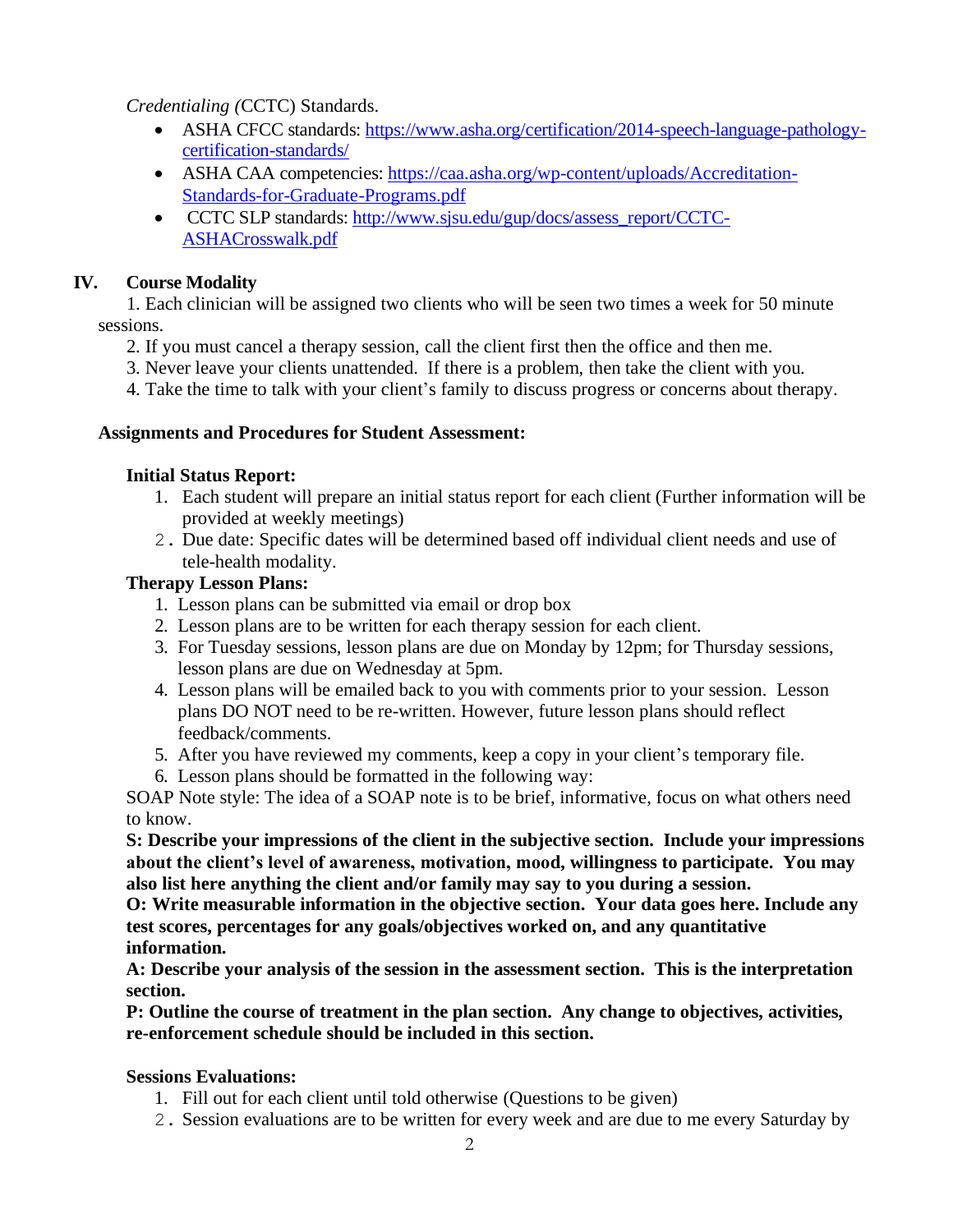*Credentialing (*CCTC) Standards.

- ASHA CFCC standards: https://www.asha.org/certification/2014-speech-language-pathology-certification-standards/
- ASHA CAA competencies: https://caa.asha.org/wp-content/uploads/Accreditation-Standards-for-Graduate-Programs.pdf
- CCTC SLP standards: http://www.sjsu.edu/gup/docs/assess_report/CCTC-ASHACrosswalk.pdf

## IV. Course Modality

1. Each clinician will be assigned two clients who will be seen two times a week for 50 minute sessions.
2. If you must cancel a therapy session, call the client first then the office and then me.
3. Never leave your clients unattended. If there is a problem, then take the client with you.
4. Take the time to talk with your client's family to discuss progress or concerns about therapy.

### Assignments and Procedures for Student Assessment:

**Initial Status Report:**

1. Each student will prepare an initial status report for each client (Further information will be provided at weekly meetings)
2. Due date: Specific dates will be determined based off individual client needs and use of tele-health modality.

**Therapy Lesson Plans:**

1. Lesson plans can be submitted via email or drop box
2. Lesson plans are to be written for each therapy session for each client.
3. For Tuesday sessions, lesson plans are due on Monday by 12pm; for Thursday sessions, lesson plans are due on Wednesday at 5pm.
4. Lesson plans will be emailed back to you with comments prior to your session. Lesson plans DO NOT need to be re-written. However, future lesson plans should reflect feedback/comments.
5. After you have reviewed my comments, keep a copy in your client's temporary file.
6. Lesson plans should be formatted in the following way:

SOAP Note style: The idea of a SOAP note is to be brief, informative, focus on what others need to know.

**S: Describe your impressions of the client in the subjective section. Include your impressions about the client's level of awareness, motivation, mood, willingness to participate. You may also list here anything the client and/or family may say to you during a session.**

**O: Write measurable information in the objective section. Your data goes here. Include any test scores, percentages for any goals/objectives worked on, and any quantitative information.**

**A: Describe your analysis of the session in the assessment section. This is the interpretation section.**

**P: Outline the course of treatment in the plan section. Any change to objectives, activities, re-enforcement schedule should be included in this section.**

**Sessions Evaluations:**

1. Fill out for each client until told otherwise (Questions to be given)
2. Session evaluations are to be written for every week and are due to me every Saturday by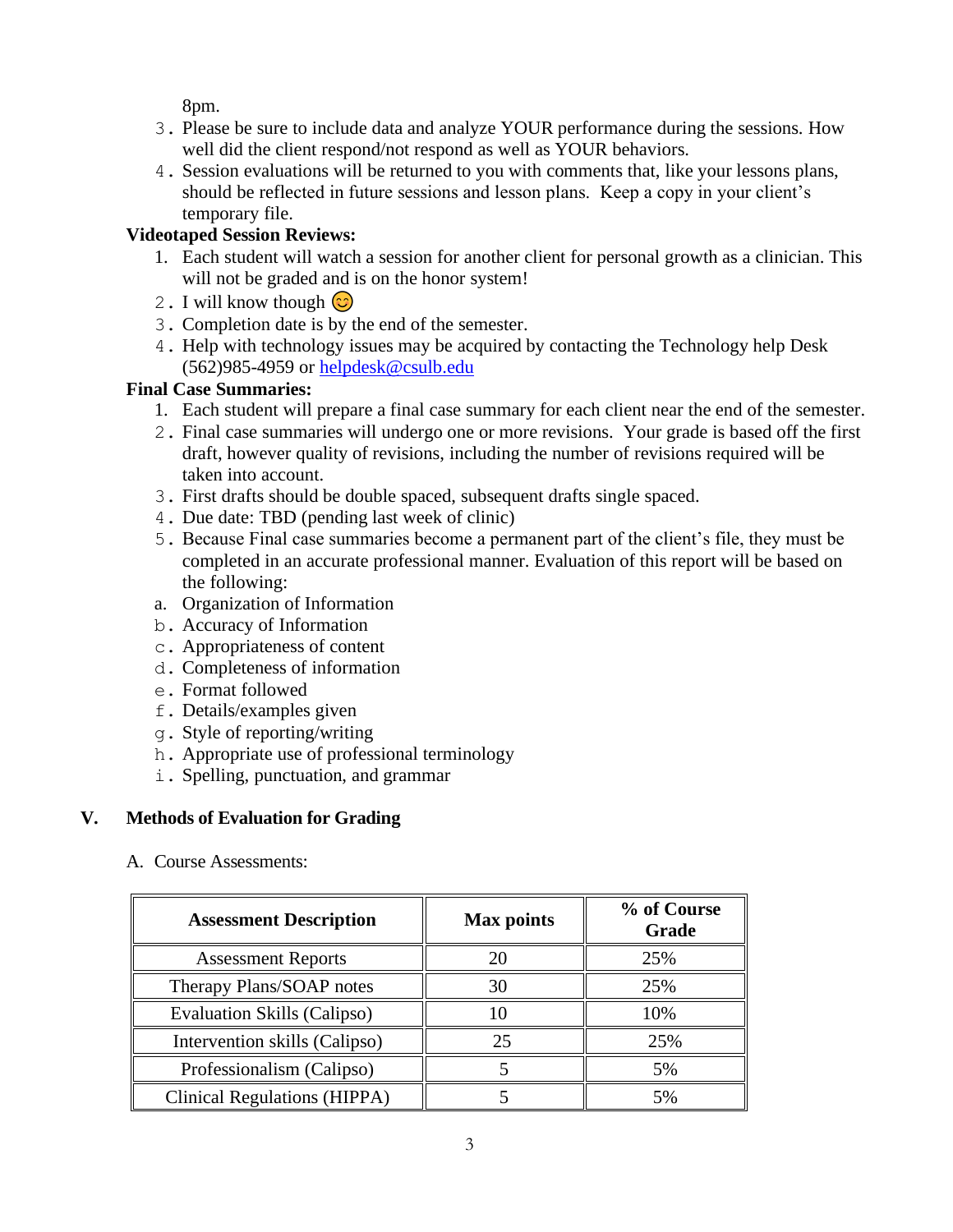8pm.

3. Please be sure to include data and analyze YOUR performance during the sessions. How well did the client respond/not respond as well as YOUR behaviors.
4. Session evaluations will be returned to you with comments that, like your lessons plans, should be reflected in future sessions and lesson plans. Keep a copy in your client's temporary file.

**Videotaped Session Reviews:**

1. Each student will watch a session for another client for personal growth as a clinician. This will not be graded and is on the honor system!
2. I will know though 😊
3. Completion date is by the end of the semester.
4. Help with technology issues may be acquired by contacting the Technology help Desk (562)985-4959 or helpdesk@csulb.edu

**Final Case Summaries:**

1. Each student will prepare a final case summary for each client near the end of the semester.
2. Final case summaries will undergo one or more revisions. Your grade is based off the first draft, however quality of revisions, including the number of revisions required will be taken into account.
3. First drafts should be double spaced, subsequent drafts single spaced.
4. Due date: TBD (pending last week of clinic)
5. Because Final case summaries become a permanent part of the client's file, they must be completed in an accurate professional manner. Evaluation of this report will be based on the following:
   a. Organization of Information
   b. Accuracy of Information
   c. Appropriateness of content
   d. Completeness of information
   e. Format followed
   f. Details/examples given
   g. Style of reporting/writing
   h. Appropriate use of professional terminology
   i. Spelling, punctuation, and grammar

## V. Methods of Evaluation for Grading

A. Course Assessments:

| Assessment Description | Max points | % of Course Grade |
|---|---|---|
| Assessment Reports | 20 | 25% |
| Therapy Plans/SOAP notes | 30 | 25% |
| Evaluation Skills (Calipso) | 10 | 10% |
| Intervention skills (Calipso) | 25 | 25% |
| Professionalism (Calipso) | 5 | 5% |
| Clinical Regulations (HIPPA) | 5 | 5% |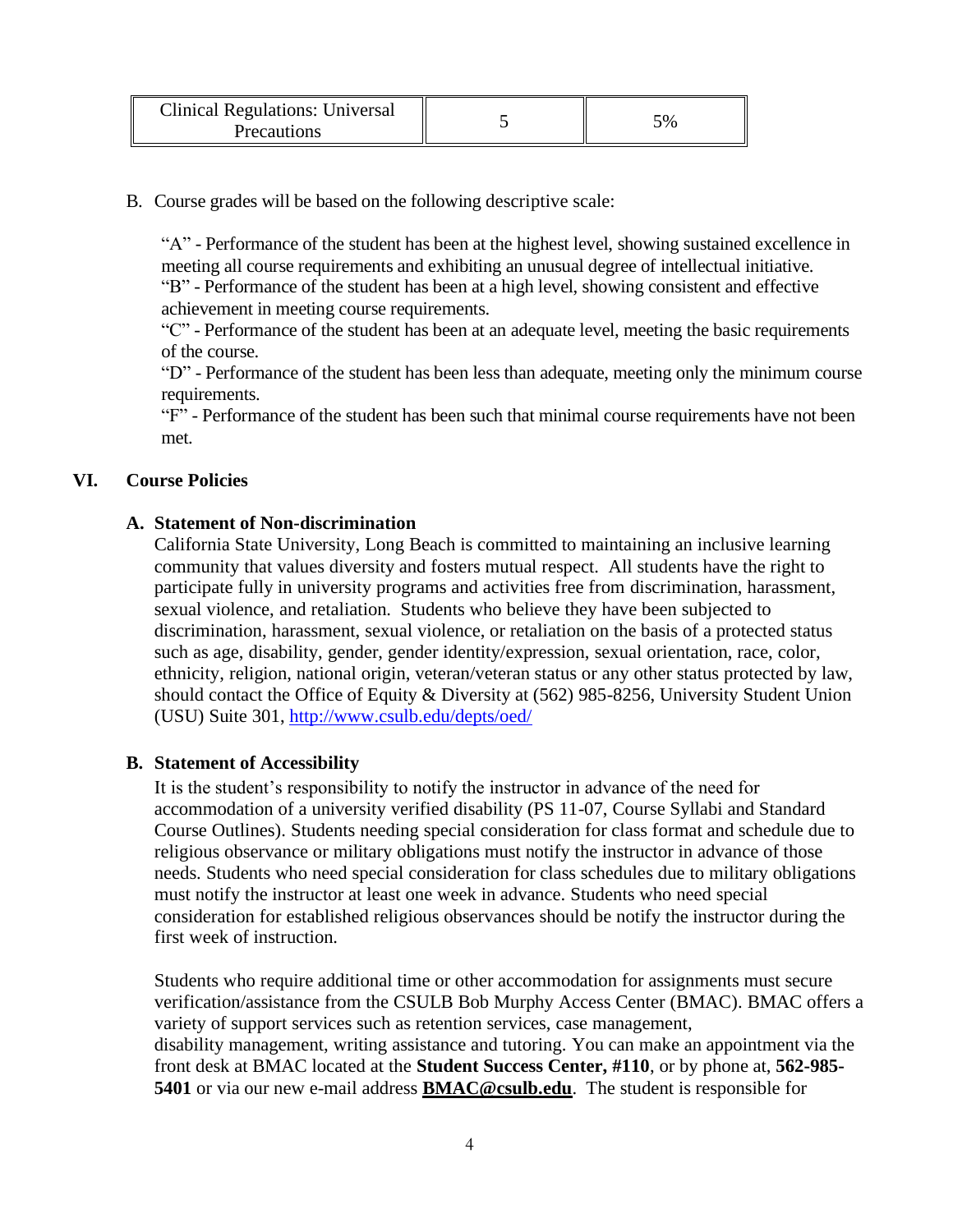| Clinical Regulations: Universal Precautions | 5 | 5% |
|---|---|---|

B. Course grades will be based on the following descriptive scale:

"A" - Performance of the student has been at the highest level, showing sustained excellence in meeting all course requirements and exhibiting an unusual degree of intellectual initiative.
"B" - Performance of the student has been at a high level, showing consistent and effective achievement in meeting course requirements.
"C" - Performance of the student has been at an adequate level, meeting the basic requirements of the course.
"D" - Performance of the student has been less than adequate, meeting only the minimum course requirements.
"F" - Performance of the student has been such that minimal course requirements have not been met.

## VI. Course Policies

### A. Statement of Non-discrimination

California State University, Long Beach is committed to maintaining an inclusive learning community that values diversity and fosters mutual respect. All students have the right to participate fully in university programs and activities free from discrimination, harassment, sexual violence, and retaliation. Students who believe they have been subjected to discrimination, harassment, sexual violence, or retaliation on the basis of a protected status such as age, disability, gender, gender identity/expression, sexual orientation, race, color, ethnicity, religion, national origin, veteran/veteran status or any other status protected by law, should contact the Office of Equity & Diversity at (562) 985-8256, University Student Union (USU) Suite 301, http://www.csulb.edu/depts/oed/

### B. Statement of Accessibility

It is the student's responsibility to notify the instructor in advance of the need for accommodation of a university verified disability (PS 11-07, Course Syllabi and Standard Course Outlines). Students needing special consideration for class format and schedule due to religious observance or military obligations must notify the instructor in advance of those needs. Students who need special consideration for class schedules due to military obligations must notify the instructor at least one week in advance. Students who need special consideration for established religious observances should be notify the instructor during the first week of instruction.

Students who require additional time or other accommodation for assignments must secure verification/assistance from the CSULB Bob Murphy Access Center (BMAC). BMAC offers a variety of support services such as retention services, case management, disability management, writing assistance and tutoring. You can make an appointment via the front desk at BMAC located at the **Student Success Center, #110**, or by phone at, **562-985-5401** or via our new e-mail address **BMAC@csulb.edu**. The student is responsible for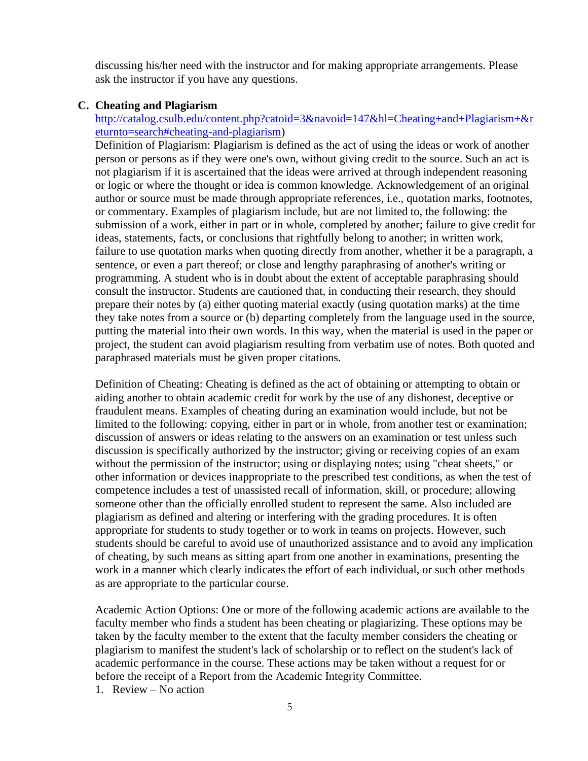discussing his/her need with the instructor and for making appropriate arrangements. Please ask the instructor if you have any questions.

**C. Cheating and Plagiarism**

http://catalog.csulb.edu/content.php?catoid=3&navoid=147&hl=Cheating+and+Plagiarism+&returnto=search#cheating-and-plagiarism)

Definition of Plagiarism: Plagiarism is defined as the act of using the ideas or work of another person or persons as if they were one's own, without giving credit to the source. Such an act is not plagiarism if it is ascertained that the ideas were arrived at through independent reasoning or logic or where the thought or idea is common knowledge. Acknowledgement of an original author or source must be made through appropriate references, i.e., quotation marks, footnotes, or commentary. Examples of plagiarism include, but are not limited to, the following: the submission of a work, either in part or in whole, completed by another; failure to give credit for ideas, statements, facts, or conclusions that rightfully belong to another; in written work, failure to use quotation marks when quoting directly from another, whether it be a paragraph, a sentence, or even a part thereof; or close and lengthy paraphrasing of another's writing or programming. A student who is in doubt about the extent of acceptable paraphrasing should consult the instructor. Students are cautioned that, in conducting their research, they should prepare their notes by (a) either quoting material exactly (using quotation marks) at the time they take notes from a source or (b) departing completely from the language used in the source, putting the material into their own words. In this way, when the material is used in the paper or project, the student can avoid plagiarism resulting from verbatim use of notes. Both quoted and paraphrased materials must be given proper citations.

Definition of Cheating: Cheating is defined as the act of obtaining or attempting to obtain or aiding another to obtain academic credit for work by the use of any dishonest, deceptive or fraudulent means. Examples of cheating during an examination would include, but not be limited to the following: copying, either in part or in whole, from another test or examination; discussion of answers or ideas relating to the answers on an examination or test unless such discussion is specifically authorized by the instructor; giving or receiving copies of an exam without the permission of the instructor; using or displaying notes; using "cheat sheets," or other information or devices inappropriate to the prescribed test conditions, as when the test of competence includes a test of unassisted recall of information, skill, or procedure; allowing someone other than the officially enrolled student to represent the same. Also included are plagiarism as defined and altering or interfering with the grading procedures. It is often appropriate for students to study together or to work in teams on projects. However, such students should be careful to avoid use of unauthorized assistance and to avoid any implication of cheating, by such means as sitting apart from one another in examinations, presenting the work in a manner which clearly indicates the effort of each individual, or such other methods as are appropriate to the particular course.

Academic Action Options: One or more of the following academic actions are available to the faculty member who finds a student has been cheating or plagiarizing. These options may be taken by the faculty member to the extent that the faculty member considers the cheating or plagiarism to manifest the student's lack of scholarship or to reflect on the student's lack of academic performance in the course. These actions may be taken without a request for or before the receipt of a Report from the Academic Integrity Committee.

1. Review – No action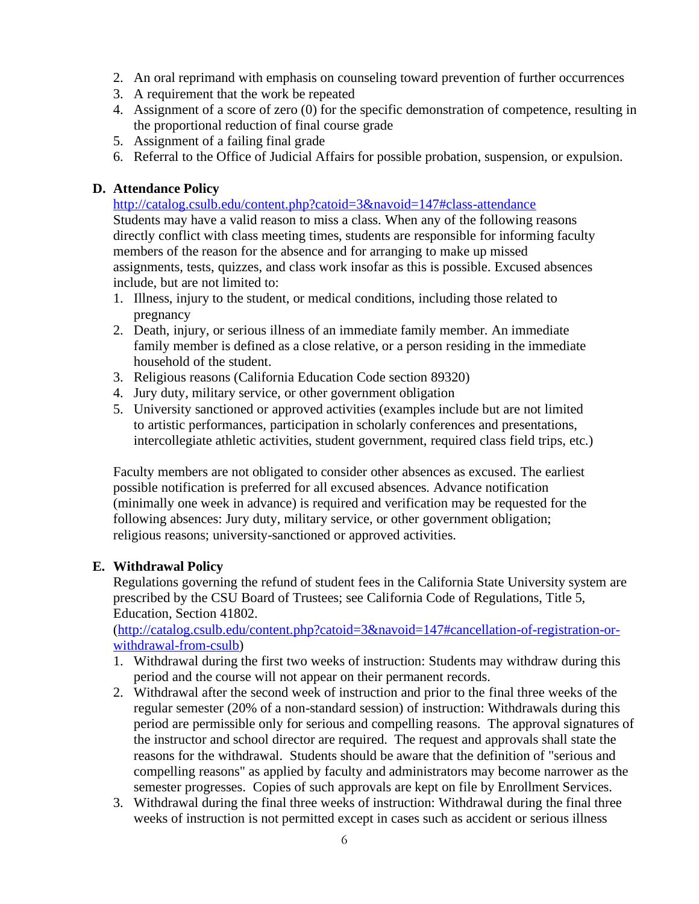2. An oral reprimand with emphasis on counseling toward prevention of further occurrences
3. A requirement that the work be repeated
4. Assignment of a score of zero (0) for the specific demonstration of competence, resulting in the proportional reduction of final course grade
5. Assignment of a failing final grade
6. Referral to the Office of Judicial Affairs for possible probation, suspension, or expulsion.

### D. Attendance Policy

http://catalog.csulb.edu/content.php?catoid=3&navoid=147#class-attendance

Students may have a valid reason to miss a class. When any of the following reasons directly conflict with class meeting times, students are responsible for informing faculty members of the reason for the absence and for arranging to make up missed assignments, tests, quizzes, and class work insofar as this is possible. Excused absences include, but are not limited to:

1. Illness, injury to the student, or medical conditions, including those related to pregnancy
2. Death, injury, or serious illness of an immediate family member. An immediate family member is defined as a close relative, or a person residing in the immediate household of the student.
3. Religious reasons (California Education Code section 89320)
4. Jury duty, military service, or other government obligation
5. University sanctioned or approved activities (examples include but are not limited to artistic performances, participation in scholarly conferences and presentations, intercollegiate athletic activities, student government, required class field trips, etc.)

Faculty members are not obligated to consider other absences as excused. The earliest possible notification is preferred for all excused absences. Advance notification (minimally one week in advance) is required and verification may be requested for the following absences: Jury duty, military service, or other government obligation; religious reasons; university-sanctioned or approved activities.

### E. Withdrawal Policy

Regulations governing the refund of student fees in the California State University system are prescribed by the CSU Board of Trustees; see California Code of Regulations, Title 5, Education, Section 41802. (http://catalog.csulb.edu/content.php?catoid=3&navoid=147#cancellation-of-registration-or-withdrawal-from-csulb)

1. Withdrawal during the first two weeks of instruction: Students may withdraw during this period and the course will not appear on their permanent records.
2. Withdrawal after the second week of instruction and prior to the final three weeks of the regular semester (20% of a non-standard session) of instruction: Withdrawals during this period are permissible only for serious and compelling reasons. The approval signatures of the instructor and school director are required. The request and approvals shall state the reasons for the withdrawal. Students should be aware that the definition of "serious and compelling reasons" as applied by faculty and administrators may become narrower as the semester progresses. Copies of such approvals are kept on file by Enrollment Services.
3. Withdrawal during the final three weeks of instruction: Withdrawal during the final three weeks of instruction is not permitted except in cases such as accident or serious illness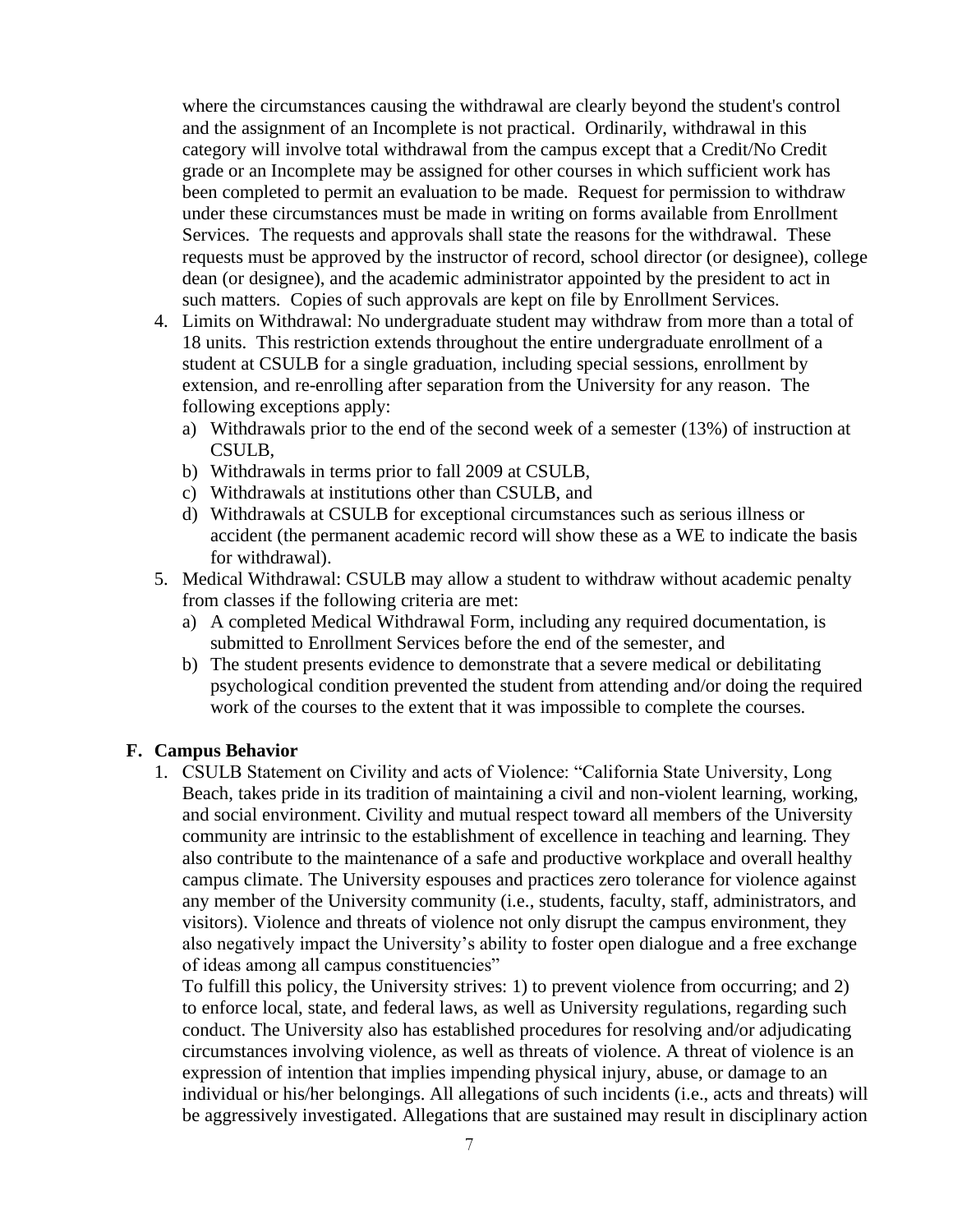where the circumstances causing the withdrawal are clearly beyond the student's control and the assignment of an Incomplete is not practical. Ordinarily, withdrawal in this category will involve total withdrawal from the campus except that a Credit/No Credit grade or an Incomplete may be assigned for other courses in which sufficient work has been completed to permit an evaluation to be made. Request for permission to withdraw under these circumstances must be made in writing on forms available from Enrollment Services. The requests and approvals shall state the reasons for the withdrawal. These requests must be approved by the instructor of record, school director (or designee), college dean (or designee), and the academic administrator appointed by the president to act in such matters. Copies of such approvals are kept on file by Enrollment Services.

4. Limits on Withdrawal: No undergraduate student may withdraw from more than a total of 18 units. This restriction extends throughout the entire undergraduate enrollment of a student at CSULB for a single graduation, including special sessions, enrollment by extension, and re-enrolling after separation from the University for any reason. The following exceptions apply:
   a) Withdrawals prior to the end of the second week of a semester (13%) of instruction at CSULB,
   b) Withdrawals in terms prior to fall 2009 at CSULB,
   c) Withdrawals at institutions other than CSULB, and
   d) Withdrawals at CSULB for exceptional circumstances such as serious illness or accident (the permanent academic record will show these as a WE to indicate the basis for withdrawal).
5. Medical Withdrawal: CSULB may allow a student to withdraw without academic penalty from classes if the following criteria are met:
   a) A completed Medical Withdrawal Form, including any required documentation, is submitted to Enrollment Services before the end of the semester, and
   b) The student presents evidence to demonstrate that a severe medical or debilitating psychological condition prevented the student from attending and/or doing the required work of the courses to the extent that it was impossible to complete the courses.

## F. Campus Behavior

1. CSULB Statement on Civility and acts of Violence: "California State University, Long Beach, takes pride in its tradition of maintaining a civil and non-violent learning, working, and social environment. Civility and mutual respect toward all members of the University community are intrinsic to the establishment of excellence in teaching and learning. They also contribute to the maintenance of a safe and productive workplace and overall healthy campus climate. The University espouses and practices zero tolerance for violence against any member of the University community (i.e., students, faculty, staff, administrators, and visitors). Violence and threats of violence not only disrupt the campus environment, they also negatively impact the University's ability to foster open dialogue and a free exchange of ideas among all campus constituencies"

   To fulfill this policy, the University strives: 1) to prevent violence from occurring; and 2) to enforce local, state, and federal laws, as well as University regulations, regarding such conduct. The University also has established procedures for resolving and/or adjudicating circumstances involving violence, as well as threats of violence. A threat of violence is an expression of intention that implies impending physical injury, abuse, or damage to an individual or his/her belongings. All allegations of such incidents (i.e., acts and threats) will be aggressively investigated. Allegations that are sustained may result in disciplinary action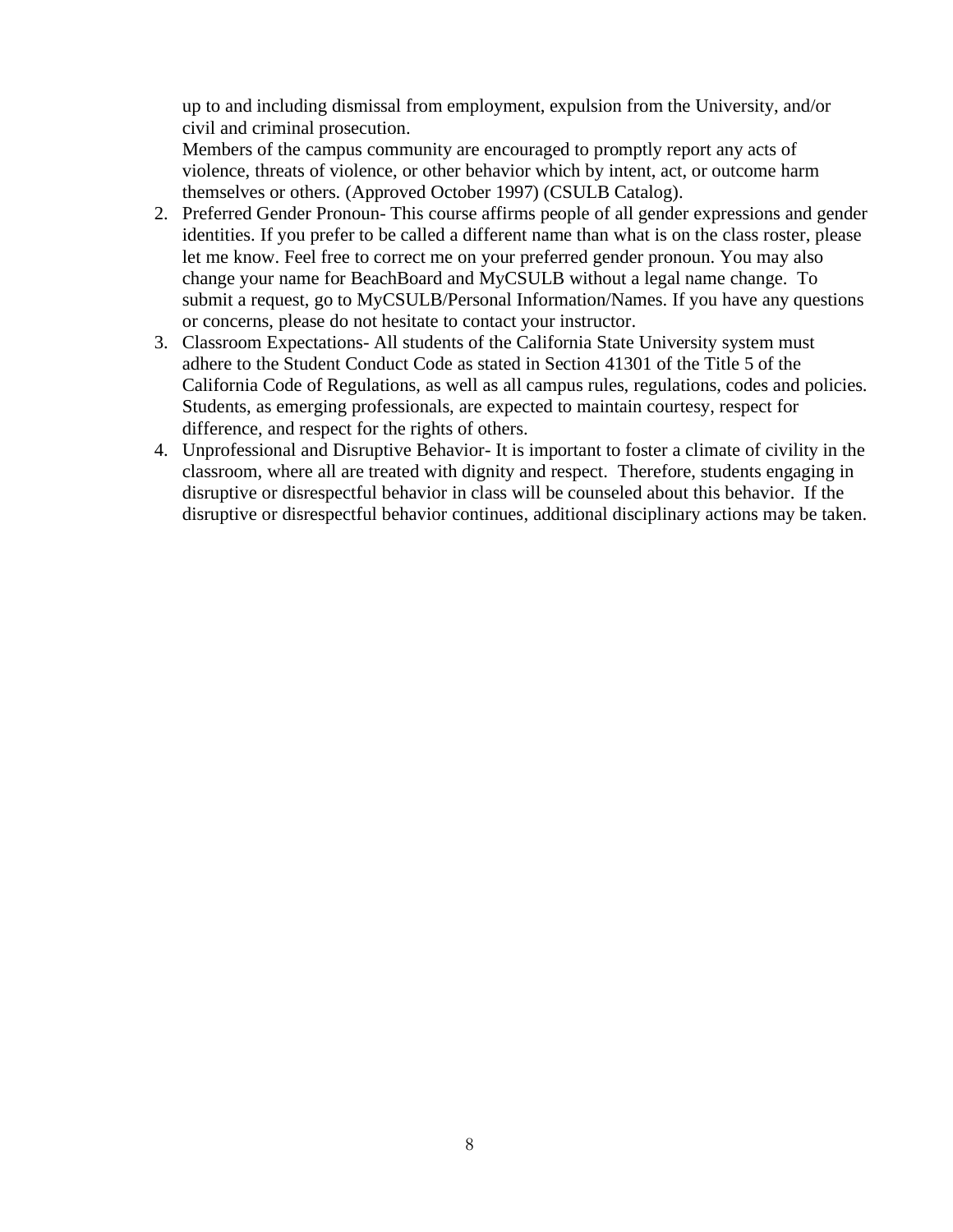up to and including dismissal from employment, expulsion from the University, and/or civil and criminal prosecution.
Members of the campus community are encouraged to promptly report any acts of violence, threats of violence, or other behavior which by intent, act, or outcome harm themselves or others. (Approved October 1997) (CSULB Catalog).

2. Preferred Gender Pronoun- This course affirms people of all gender expressions and gender identities. If you prefer to be called a different name than what is on the class roster, please let me know. Feel free to correct me on your preferred gender pronoun. You may also change your name for BeachBoard and MyCSULB without a legal name change. To submit a request, go to MyCSULB/Personal Information/Names. If you have any questions or concerns, please do not hesitate to contact your instructor.
3. Classroom Expectations- All students of the California State University system must adhere to the Student Conduct Code as stated in Section 41301 of the Title 5 of the California Code of Regulations, as well as all campus rules, regulations, codes and policies. Students, as emerging professionals, are expected to maintain courtesy, respect for difference, and respect for the rights of others.
4. Unprofessional and Disruptive Behavior- It is important to foster a climate of civility in the classroom, where all are treated with dignity and respect. Therefore, students engaging in disruptive or disrespectful behavior in class will be counseled about this behavior. If the disruptive or disrespectful behavior continues, additional disciplinary actions may be taken.